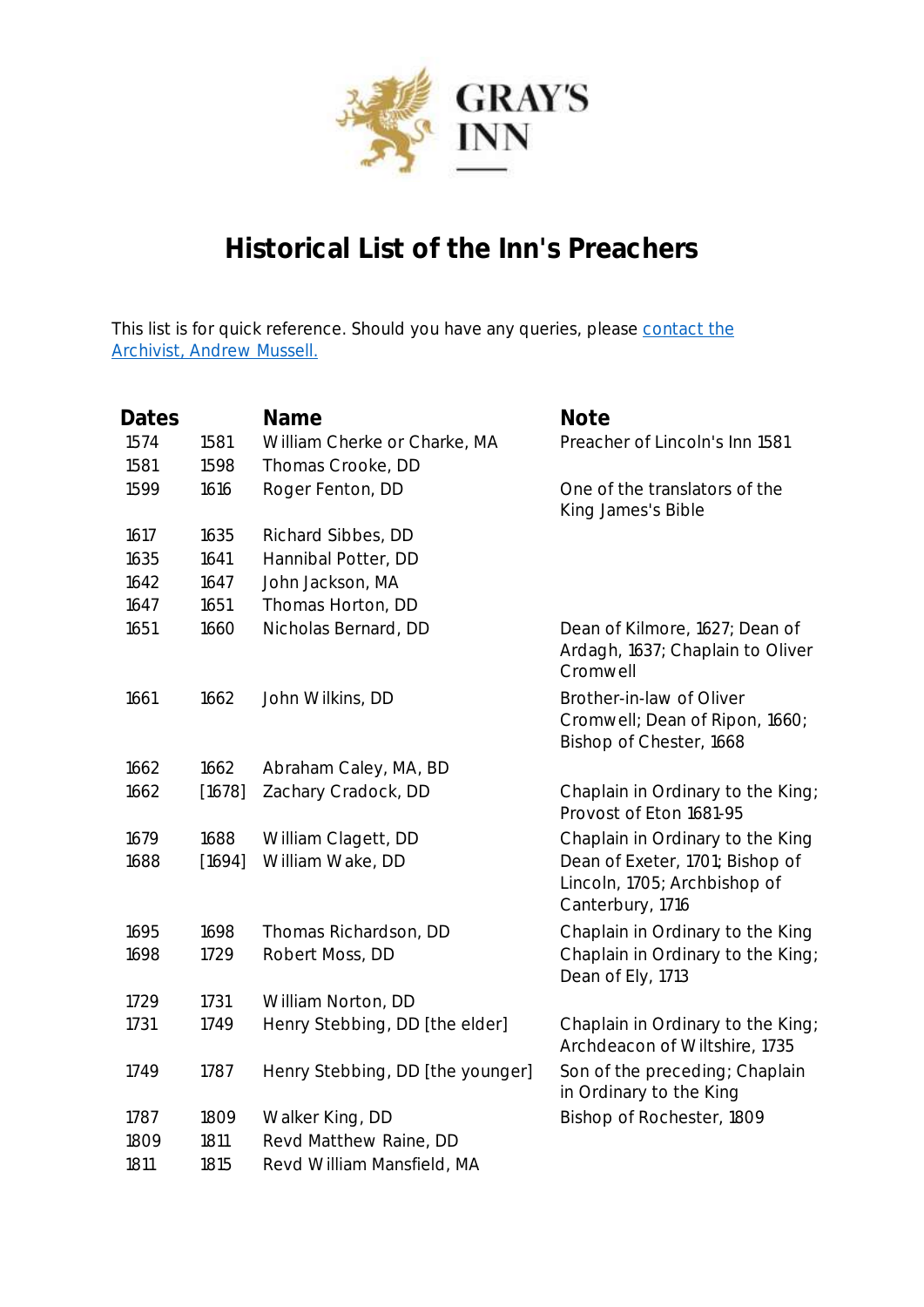GRAY'S INN

# Historical List of the Inn's Preachers

This list is for quick reference. Should you have any queries, please contact the Archivist, Andrew Mussell.

| Dates | | Name | Note |
|---|---|---|---|
| 1574 | 1581 | William Cherke or Charke, MA | Preacher of Lincoln's Inn 1581 |
| 1581 | 1598 | Thomas Crooke, DD | |
| 1599 | 1616 | Roger Fenton, DD | One of the translators of the King James's Bible |
| 1617 | 1635 | Richard Sibbes, DD | |
| 1635 | 1641 | Hannibal Potter, DD | |
| 1642 | 1647 | John Jackson, MA | |
| 1647 | 1651 | Thomas Horton, DD | |
| 1651 | 1660 | Nicholas Bernard, DD | Dean of Kilmore, 1627; Dean of Ardagh, 1637; Chaplain to Oliver Cromwell |
| 1661 | 1662 | John Wilkins, DD | Brother-in-law of Oliver Cromwell; Dean of Ripon, 1660; Bishop of Chester, 1668 |
| 1662 | 1662 | Abraham Caley, MA, BD | |
| 1662 | [1678] | Zachary Cradock, DD | Chaplain in Ordinary to the King; Provost of Eton 1681-95 |
| 1679 | 1688 | William Clagett, DD | Chaplain in Ordinary to the King |
| 1688 | [1694] | William Wake, DD | Dean of Exeter, 1701; Bishop of Lincoln, 1705; Archbishop of Canterbury, 1716 |
| 1695 | 1698 | Thomas Richardson, DD | Chaplain in Ordinary to the King |
| 1698 | 1729 | Robert Moss, DD | Chaplain in Ordinary to the King; Dean of Ely, 1713 |
| 1729 | 1731 | William Norton, DD | |
| 1731 | 1749 | Henry Stebbing, DD [the elder] | Chaplain in Ordinary to the King; Archdeacon of Wiltshire, 1735 |
| 1749 | 1787 | Henry Stebbing, DD [the younger] | Son of the preceding; Chaplain in Ordinary to the King |
| 1787 | 1809 | Walker King, DD | Bishop of Rochester, 1809 |
| 1809 | 1811 | Revd Matthew Raine, DD | |
| 1811 | 1815 | Revd William Mansfield, MA | |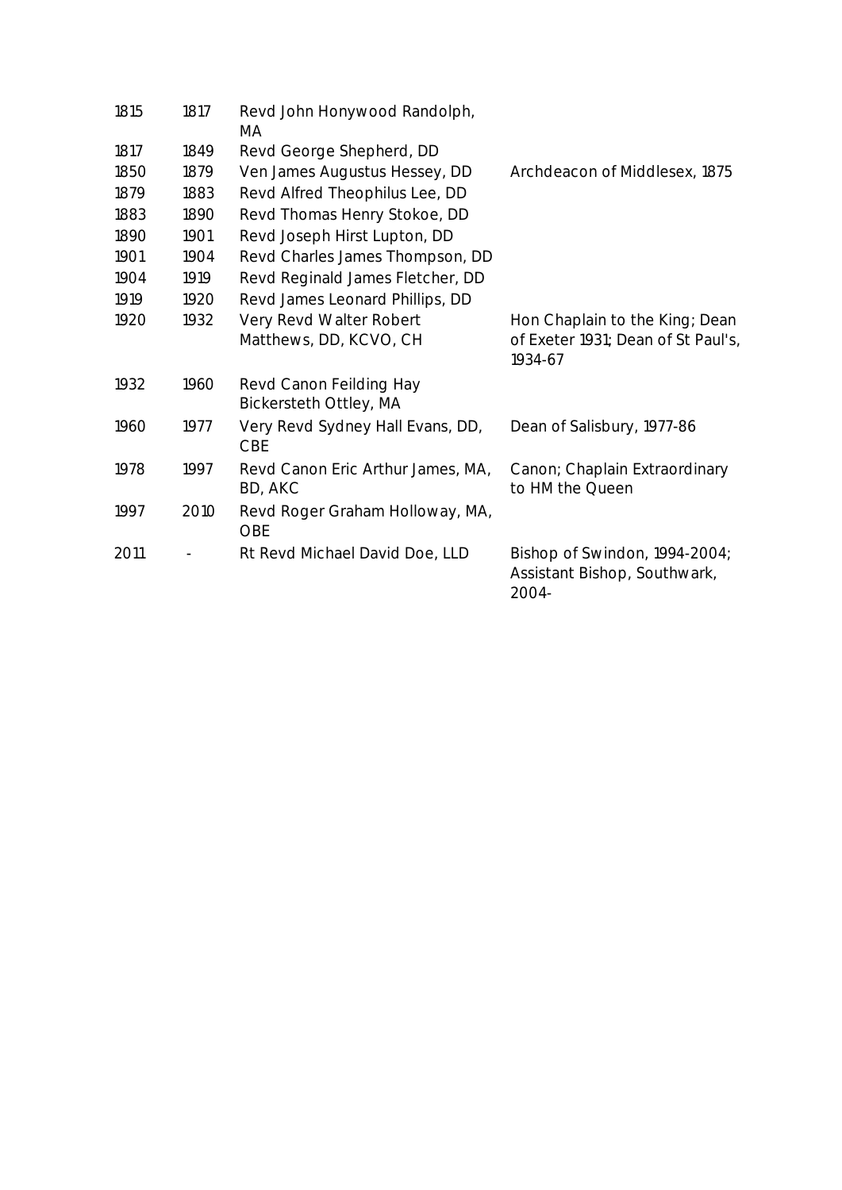| | | | |
|---|---|---|---|
| 1815 | 1817 | Revd John Honywood Randolph, MA | |
| 1817 | 1849 | Revd George Shepherd, DD | |
| 1850 | 1879 | Ven James Augustus Hessey, DD | Archdeacon of Middlesex, 1875 |
| 1879 | 1883 | Revd Alfred Theophilus Lee, DD | |
| 1883 | 1890 | Revd Thomas Henry Stokoe, DD | |
| 1890 | 1901 | Revd Joseph Hirst Lupton, DD | |
| 1901 | 1904 | Revd Charles James Thompson, DD | |
| 1904 | 1919 | Revd Reginald James Fletcher, DD | |
| 1919 | 1920 | Revd James Leonard Phillips, DD | |
| 1920 | 1932 | Very Revd Walter Robert Matthews, DD, KCVO, CH | Hon Chaplain to the King; Dean of Exeter 1931; Dean of St Paul's, 1934-67 |
| 1932 | 1960 | Revd Canon Feilding Hay Bickersteth Ottley, MA | |
| 1960 | 1977 | Very Revd Sydney Hall Evans, DD, CBE | Dean of Salisbury, 1977-86 |
| 1978 | 1997 | Revd Canon Eric Arthur James, MA, BD, AKC | Canon; Chaplain Extraordinary to HM the Queen |
| 1997 | 2010 | Revd Roger Graham Holloway, MA, OBE | |
| 2011 | - | Rt Revd Michael David Doe, LLD | Bishop of Swindon, 1994-2004; Assistant Bishop, Southwark, 2004- |